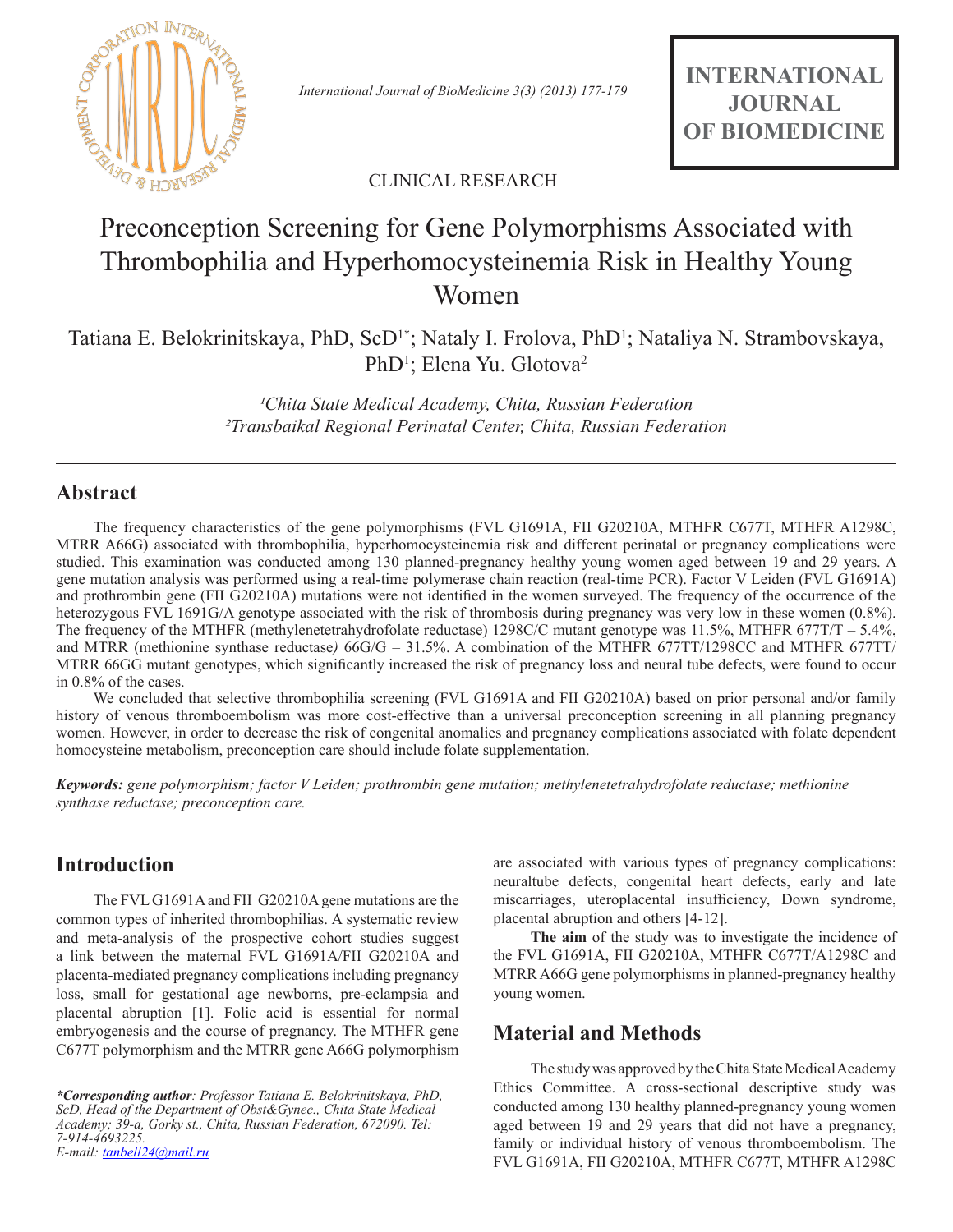CLINICAL RESEARCH

# Preconception Screening for Gene Polymorphisms Associated with Thrombophilia and Hyperhomocysteinemia Risk in Healthy Young Women

Tatiana E. Belokrinitskaya, PhD, ScD[1*]; Nataly I. Frolova, PhD[1]; Nataliya N. Strambovskaya, PhD[1]; Elena Yu. Glotova[2]

*[1]Chita State Medical Academy, Chita, Russian Federation*
*[2]Transbaikal Regional Perinatal Center, Chita, Russian Federation*

## Abstract

The frequency characteristics of the gene polymorphisms (FVL G1691A, FII G20210A, MTHFR C677T, MTHFR A1298C, MTRR A66G) associated with thrombophilia, hyperhomocysteinemia risk and different perinatal or pregnancy complications were studied. This examination was conducted among 130 planned-pregnancy healthy young women aged between 19 and 29 years. A gene mutation analysis was performed using a real-time polymerase chain reaction (real-time PCR). Factor V Leiden (FVL G1691A) and prothrombin gene (FII G20210A) mutations were not identified in the women surveyed. The frequency of the occurrence of the heterozygous FVL 1691G/A genotype associated with the risk of thrombosis during pregnancy was very low in these women (0.8%). The frequency of the MTHFR (methylenetetrahydrofolate reductase) 1298C/C mutant genotype was 11.5%, MTHFR 677T/T – 5.4%, and MTRR (methionine synthase reductase*)* 66G/G – 31.5%. A combination of the MTHFR 677TT/1298CC and MTHFR 677TT/MTRR 66GG mutant genotypes, which significantly increased the risk of pregnancy loss and neural tube defects, were found to occur in 0.8% of the cases.

We concluded that selective thrombophilia screening (FVL G1691A and FII G20210A) based on prior personal and/or family history of venous thromboembolism was more cost-effective than a universal preconception screening in all planning pregnancy women. However, in order to decrease the risk of congenital anomalies and pregnancy complications associated with folate dependent homocysteine metabolism, preconception care should include folate supplementation.

***Keywords:*** *gene polymorphism; factor V Leiden; prothrombin gene mutation; methylenetetrahydrofolate reductase; methionine synthase reductase; preconception care.*

## Introduction

The FVL G1691A and FII G20210A gene mutations are the common types of inherited thrombophilias. A systematic review and meta-analysis of the prospective cohort studies suggest a link between the maternal FVL G1691A/FII G20210A and placenta-mediated pregnancy complications including pregnancy loss, small for gestational age newborns, pre-eclampsia and placental abruption [1]. Folic acid is essential for normal embryogenesis and the course of pregnancy. The MTHFR gene C677T polymorphism and the MTRR gene A66G polymorphism are associated with various types of pregnancy complications: neuraltube defects, congenital heart defects, early and late miscarriages, uteroplacental insufficiency, Down syndrome, placental abruption and others [4-12].

**The aim** of the study was to investigate the incidence of the FVL G1691A, FII G20210A, MTHFR C677T/A1298C and MTRR A66G gene polymorphisms in planned-pregnancy healthy young women.

## Material and Methods

The study was approved by the Chita State Medical Academy Ethics Committee. A cross-sectional descriptive study was conducted among 130 healthy planned-pregnancy young women aged between 19 and 29 years that did not have a pregnancy, family or individual history of venous thromboembolism. The FVL G1691A, FII G20210A, MTHFR C677T, MTHFR A1298C

*\*Corresponding author: Professor Tatiana E. Belokrinitskaya, PhD, ScD, Head of the Department of Obst&Gynec., Chita State Medical Academy; 39-a, Gorky st., Chita, Russian Federation, 672090. Tel: 7-914-4693225.*
*E-mail: tanbell24@mail.ru*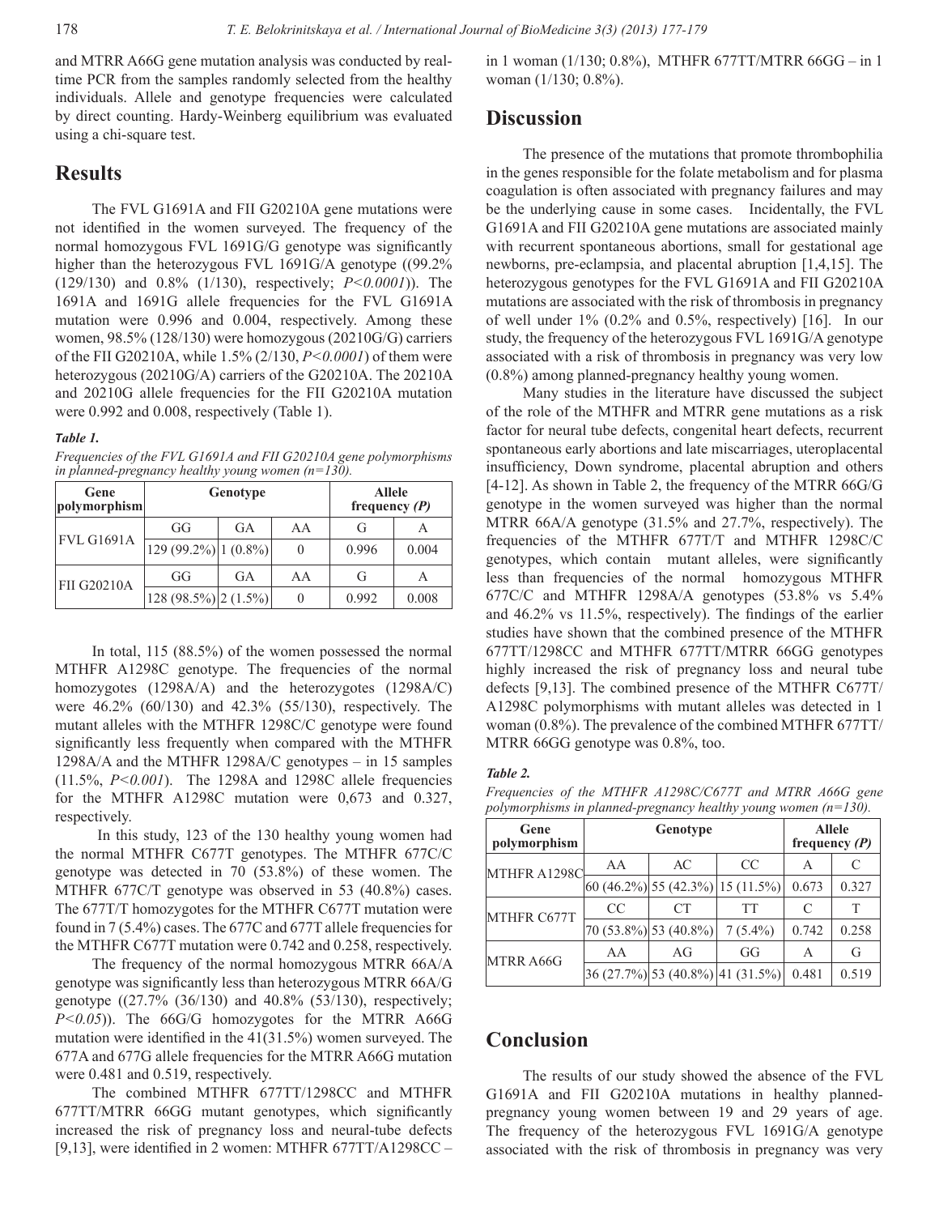and MTRR A66G gene mutation analysis was conducted by real-time PCR from the samples randomly selected from the healthy individuals. Allele and genotype frequencies were calculated by direct counting. Hardy-Weinberg equilibrium was evaluated using a chi-square test.

## Results

The FVL G1691A and FII G20210A gene mutations were not identified in the women surveyed. The frequency of the normal homozygous FVL 1691G/G genotype was significantly higher than the heterozygous FVL 1691G/A genotype ((99.2% (129/130) and 0.8% (1/130), respectively; *P<0.0001*)). The 1691A and 1691G allele frequencies for the FVL G1691A mutation were 0.996 and 0.004, respectively. Among these women, 98.5% (128/130) were homozygous (20210G/G) carriers of the FII G20210A, while 1.5% (2/130, *P<0.0001*) of them were heterozygous (20210G/A) carriers of the G20210A. The 20210A and 20210G allele frequencies for the FII G20210A mutation were 0.992 and 0.008, respectively (Table 1).

***Table 1.***

*Frequencies of the FVL G1691A and FII G20210A gene polymorphisms in planned-pregnancy healthy young women (n=130).*

| Gene polymorphism | Genotype | | | Allele frequency *(P)* | |
|---|---|---|---|---|---|
| FVL G1691A | GG | GA | AA | G | A |
| | 129 (99.2%) | 1 (0.8%) | 0 | 0.996 | 0.004 |
| FII G20210A | GG | GA | AA | G | A |
| | 128 (98.5%) | 2 (1.5%) | 0 | 0.992 | 0.008 |

In total, 115 (88.5%) of the women possessed the normal MTHFR A1298C genotype. The frequencies of the normal homozygotes (1298A/A) and the heterozygotes (1298A/C) were 46.2% (60/130) and 42.3% (55/130), respectively. The mutant alleles with the MTHFR 1298C/C genotype were found significantly less frequently when compared with the MTHFR 1298A/A and the MTHFR 1298A/C genotypes – in 15 samples (11.5%, *P<0.001*). The 1298A and 1298C allele frequencies for the MTHFR A1298C mutation were 0,673 and 0.327, respectively.

In this study, 123 of the 130 healthy young women had the normal MTHFR C677T genotypes. The MTHFR 677C/C genotype was detected in 70 (53.8%) of these women. The MTHFR 677C/T genotype was observed in 53 (40.8%) cases. The 677T/T homozygotes for the MTHFR C677T mutation were found in 7 (5.4%) cases. The 677C and 677T allele frequencies for the MTHFR C677T mutation were 0.742 and 0.258, respectively.

The frequency of the normal homozygous MTRR 66A/A genotype was significantly less than heterozygous MTRR 66A/G genotype ((27.7% (36/130) and 40.8% (53/130), respectively; *P<0.05*)). The 66G/G homozygotes for the MTRR A66G mutation were identified in the 41(31.5%) women surveyed. The 677A and 677G allele frequencies for the MTRR A66G mutation were 0.481 and 0.519, respectively.

The combined MTHFR 677TT/1298CC and MTHFR 677TT/MTRR 66GG mutant genotypes, which significantly increased the risk of pregnancy loss and neural-tube defects [9,13], were identified in 2 women: MTHFR 677TT/A1298CC – in 1 woman (1/130; 0.8%), MTHFR 677TT/MTRR 66GG – in 1 woman (1/130; 0.8%).

## Discussion

The presence of the mutations that promote thrombophilia in the genes responsible for the folate metabolism and for plasma coagulation is often associated with pregnancy failures and may be the underlying cause in some cases. Incidentally, the FVL G1691A and FII G20210A gene mutations are associated mainly with recurrent spontaneous abortions, small for gestational age newborns, pre-eclampsia, and placental abruption [1,4,15]. The heterozygous genotypes for the FVL G1691A and FII G20210A mutations are associated with the risk of thrombosis in pregnancy of well under 1% (0.2% and 0.5%, respectively) [16]. In our study, the frequency of the heterozygous FVL 1691G/A genotype associated with a risk of thrombosis in pregnancy was very low (0.8%) among planned-pregnancy healthy young women.

Many studies in the literature have discussed the subject of the role of the MTHFR and MTRR gene mutations as a risk factor for neural tube defects, congenital heart defects, recurrent spontaneous early abortions and late miscarriages, uteroplacental insufficiency, Down syndrome, placental abruption and others [4-12]. As shown in Table 2, the frequency of the MTRR 66G/G genotype in the women surveyed was higher than the normal MTRR 66A/A genotype (31.5% and 27.7%, respectively). The frequencies of the MTHFR 677T/T and MTHFR 1298C/C genotypes, which contain mutant alleles, were significantly less than frequencies of the normal homozygous MTHFR 677C/C and MTHFR 1298A/A genotypes (53.8% vs 5.4% and 46.2% vs 11.5%, respectively). The findings of the earlier studies have shown that the combined presence of the MTHFR 677TT/1298CC and MTHFR 677TT/MTRR 66GG genotypes highly increased the risk of pregnancy loss and neural tube defects [9,13]. The combined presence of the MTHFR C677T/A1298C polymorphisms with mutant alleles was detected in 1 woman (0.8%). The prevalence of the combined MTHFR 677TT/MTRR 66GG genotype was 0.8%, too.

***Table 2.***

*Frequencies of the MTHFR A1298C/C677T and MTRR A66G gene polymorphisms in planned-pregnancy healthy young women (n=130).*

| Gene polymorphism | Genotype | | | Allele frequency *(P)* | |
|---|---|---|---|---|---|
| MTHFR A1298C | AA | AC | CC | A | C |
| | 60 (46.2%) | 55 (42.3%) | 15 (11.5%) | 0.673 | 0.327 |
| MTHFR C677T | CC | CT | TT | C | T |
| | 70 (53.8%) | 53 (40.8%) | 7 (5.4%) | 0.742 | 0.258 |
| MTRR A66G | AA | AG | GG | A | G |
| | 36 (27.7%) | 53 (40.8%) | 41 (31.5%) | 0.481 | 0.519 |

## Conclusion

The results of our study showed the absence of the FVL G1691A and FII G20210A mutations in healthy planned-pregnancy young women between 19 and 29 years of age. The frequency of the heterozygous FVL 1691G/A genotype associated with the risk of thrombosis in pregnancy was very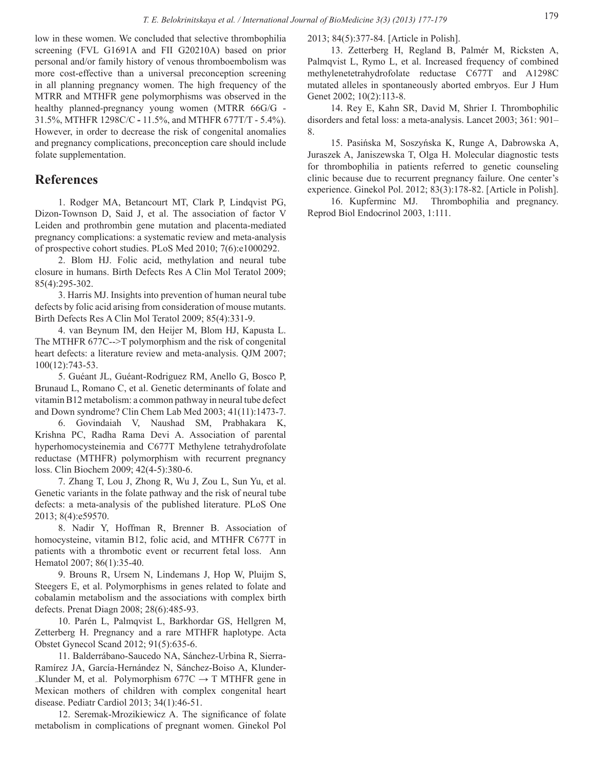low in these women. We concluded that selective thrombophilia screening (FVL G1691A and FII G20210A) based on prior personal and/or family history of venous thromboembolism was more cost-effective than a universal preconception screening in all planning pregnancy women. The high frequency of the MTRR and MTHFR gene polymorphisms was observed in the healthy planned-pregnancy young women (MTRR 66G/G - 31.5%, MTHFR 1298C/C - 11.5%, and MTHFR 677T/T - 5.4%). However, in order to decrease the risk of congenital anomalies and pregnancy complications, preconception care should include folate supplementation.

## References

1. Rodger MA, Betancourt MT, Clark P, Lindqvist PG, Dizon-Townson D, Said J, et al. The association of factor V Leiden and prothrombin gene mutation and placenta-mediated pregnancy complications: a systematic review and meta-analysis of prospective cohort studies. PLoS Med 2010; 7(6):e1000292.

2. Blom HJ. Folic acid, methylation and neural tube closure in humans. Birth Defects Res A Clin Mol Teratol 2009; 85(4):295-302.

3. Harris MJ. Insights into prevention of human neural tube defects by folic acid arising from consideration of mouse mutants. Birth Defects Res A Clin Mol Teratol 2009; 85(4):331-9.

4. van Beynum IM, den Heijer M, Blom HJ, Kapusta L. The MTHFR 677C-->T polymorphism and the risk of congenital heart defects: a literature review and meta-analysis. QJM 2007; 100(12):743-53.

5. Guéant JL, Guéant-Rodriguez RM, Anello G, Bosco P, Brunaud L, Romano C, et al. Genetic determinants of folate and vitamin B12 metabolism: a common pathway in neural tube defect and Down syndrome? Clin Chem Lab Med 2003; 41(11):1473-7.

6. Govindaiah V, Naushad SM, Prabhakara K, Krishna PC, Radha Rama Devi A. Association of parental hyperhomocysteinemia and C677T Methylene tetrahydrofolate reductase (MTHFR) polymorphism with recurrent pregnancy loss. Clin Biochem 2009; 42(4-5):380-6.

7. Zhang T, Lou J, Zhong R, Wu J, Zou L, Sun Yu, et al. Genetic variants in the folate pathway and the risk of neural tube defects: a meta-analysis of the published literature. PLoS One 2013; 8(4):e59570.

8. Nadir Y, Hoffman R, Brenner B. Association of homocysteine, vitamin B12, folic acid, and MTHFR C677T in patients with a thrombotic event or recurrent fetal loss. Ann Hematol 2007; 86(1):35-40.

9. Brouns R, Ursem N, Lindemans J, Hop W, Pluijm S, Steegers E, et al. Polymorphisms in genes related to folate and cobalamin metabolism and the associations with complex birth defects. Prenat Diagn 2008; 28(6):485-93.

10. Parén L, Palmqvist L, Barkhordar GS, Hellgren M, Zetterberg H. Pregnancy and a rare MTHFR haplotype. Acta Obstet Gynecol Scand 2012; 91(5):635-6.

11. Balderrábano-Saucedo NA, Sánchez-Urbina R, Sierra-Ramírez JA, García-Hernández N, Sánchez-Boiso A, Klunder-Klunder M, et al. Polymorphism 677C → T MTHFR gene in Mexican mothers of children with complex congenital heart disease. Pediatr Cardiol 2013; 34(1):46-51.

12. Seremak-Mrozikiewicz A. The significance of folate metabolism in complications of pregnant women. Ginekol Pol 2013; 84(5):377-84. [Article in Polish].

13. Zetterberg H, Regland B, Palmér M, Ricksten A, Palmqvist L, Rymo L, et al. Increased frequency of combined methylenetetrahydrofolate reductase C677T and A1298C mutated alleles in spontaneously aborted embryos. Eur J Hum Genet 2002; 10(2):113-8.

14. Rey E, Kahn SR, David M, Shrier I. Thrombophilic disorders and fetal loss: a meta-analysis. Lancet 2003; 361: 901–8.

15. Pasińska M, Soszyńska K, Runge A, Dabrowska A, Juraszek A, Janiszewska T, Olga H. Molecular diagnostic tests for thrombophilia in patients referred to genetic counseling clinic because due to recurrent pregnancy failure. One center's experience. Ginekol Pol. 2012; 83(3):178-82. [Article in Polish].

16. Kupferminc MJ. Thrombophilia and pregnancy. Reprod Biol Endocrinol 2003, 1:111.